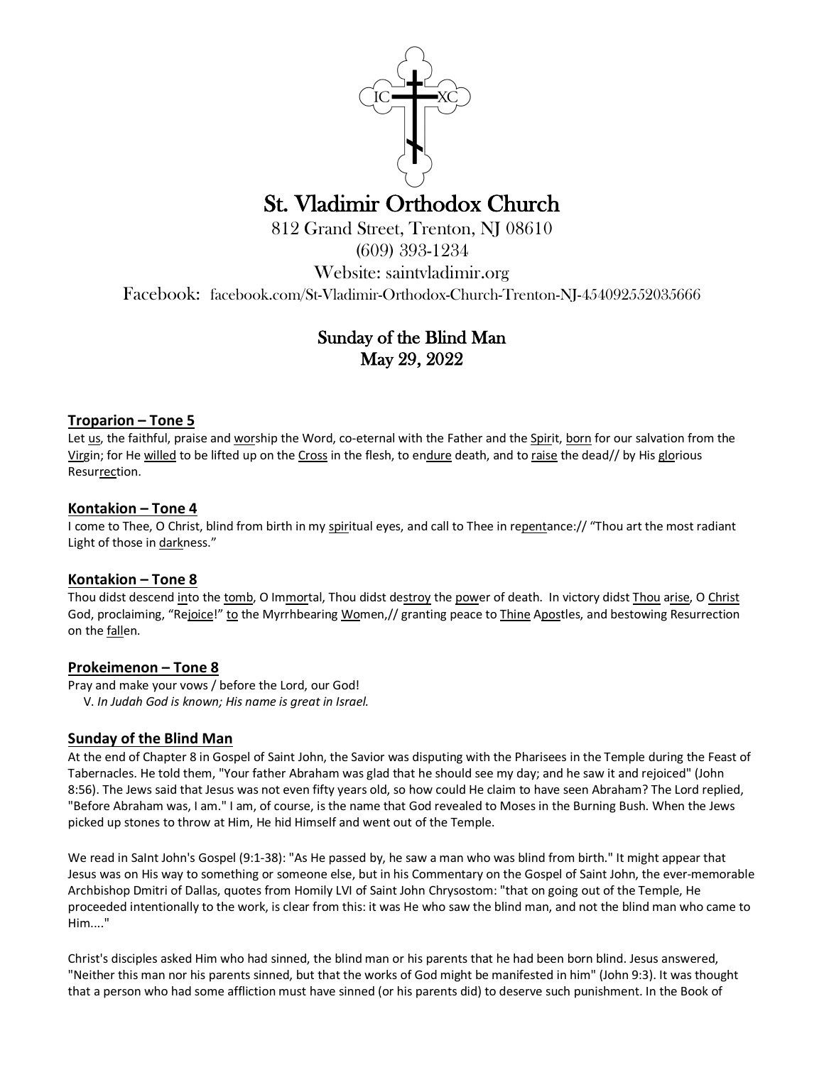IC XC

# St. Vladimir Orthodox Church

812 Grand Street, Trenton, NJ 08610
(609) 393-1234
Website: saintvladimir.org
Facebook: facebook.com/St-Vladimir-Orthodox-Church-Trenton-NJ-454092552035666

## Sunday of the Blind Man
## May 29, 2022

### Troparion – Tone 5

Let us, the faithful, praise and worship the Word, co-eternal with the Father and the Spirit, born for our salvation from the Virgin; for He willed to be lifted up on the Cross in the flesh, to endure death, and to raise the dead// by His glorious Resurrection.

### Kontakion – Tone 4

I come to Thee, O Christ, blind from birth in my spiritual eyes, and call to Thee in repentance:// "Thou art the most radiant Light of those in darkness."

### Kontakion – Tone 8

Thou didst descend into the tomb, O Immortal, Thou didst destroy the power of death. In victory didst Thou arise, O Christ God, proclaiming, "Rejoice!" to the Myrrhbearing Women,// granting peace to Thine Apostles, and bestowing Resurrection on the fallen.

### Prokeimenon – Tone 8

Pray and make your vows / before the Lord, our God!
V. *In Judah God is known; His name is great in Israel.*

### Sunday of the Blind Man

At the end of Chapter 8 in Gospel of Saint John, the Savior was disputing with the Pharisees in the Temple during the Feast of Tabernacles. He told them, "Your father Abraham was glad that he should see my day; and he saw it and rejoiced" (John 8:56). The Jews said that Jesus was not even fifty years old, so how could He claim to have seen Abraham? The Lord replied, "Before Abraham was, I am." I am, of course, is the name that God revealed to Moses in the Burning Bush. When the Jews picked up stones to throw at Him, He hid Himself and went out of the Temple.

We read in SaInt John's Gospel (9:1-38): "As He passed by, he saw a man who was blind from birth." It might appear that Jesus was on His way to something or someone else, but in his Commentary on the Gospel of Saint John, the ever-memorable Archbishop Dmitri of Dallas, quotes from Homily LVI of Saint John Chrysostom: "that on going out of the Temple, He proceeded intentionally to the work, is clear from this: it was He who saw the blind man, and not the blind man who came to Him...."

Christ's disciples asked Him who had sinned, the blind man or his parents that he had been born blind. Jesus answered, "Neither this man nor his parents sinned, but that the works of God might be manifested in him" (John 9:3). It was thought that a person who had some affliction must have sinned (or his parents did) to deserve such punishment. In the Book of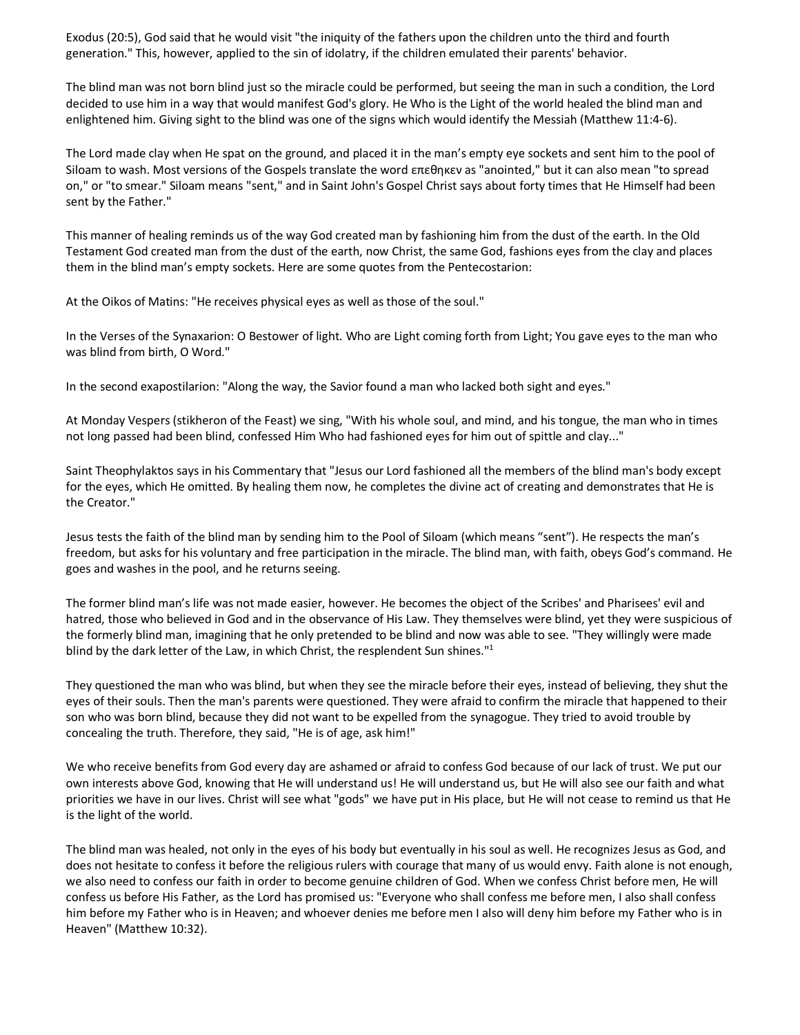Exodus (20:5), God said that he would visit "the iniquity of the fathers upon the children unto the third and fourth generation." This, however, applied to the sin of idolatry, if the children emulated their parents' behavior.

The blind man was not born blind just so the miracle could be performed, but seeing the man in such a condition, the Lord decided to use him in a way that would manifest God's glory. He Who is the Light of the world healed the blind man and enlightened him. Giving sight to the blind was one of the signs which would identify the Messiah (Matthew 11:4-6).

The Lord made clay when He spat on the ground, and placed it in the man's empty eye sockets and sent him to the pool of Siloam to wash. Most versions of the Gospels translate the word επεθηκεν as "anointed," but it can also mean "to spread on," or "to smear." Siloam means "sent," and in Saint John's Gospel Christ says about forty times that He Himself had been sent by the Father."

This manner of healing reminds us of the way God created man by fashioning him from the dust of the earth. In the Old Testament God created man from the dust of the earth, now Christ, the same God, fashions eyes from the clay and places them in the blind man's empty sockets. Here are some quotes from the Pentecostarion:

At the Oikos of Matins: "He receives physical eyes as well as those of the soul."

In the Verses of the Synaxarion: O Bestower of light. Who are Light coming forth from Light; You gave eyes to the man who was blind from birth, O Word."

In the second exapostilarion: "Along the way, the Savior found a man who lacked both sight and eyes."

At Monday Vespers (stikheron of the Feast) we sing, "With his whole soul, and mind, and his tongue, the man who in times not long passed had been blind, confessed Him Who had fashioned eyes for him out of spittle and clay..."

Saint Theophylaktos says in his Commentary that "Jesus our Lord fashioned all the members of the blind man's body except for the eyes, which He omitted. By healing them now, he completes the divine act of creating and demonstrates that He is the Creator."

Jesus tests the faith of the blind man by sending him to the Pool of Siloam (which means "sent"). He respects the man's freedom, but asks for his voluntary and free participation in the miracle. The blind man, with faith, obeys God's command. He goes and washes in the pool, and he returns seeing.

The former blind man's life was not made easier, however. He becomes the object of the Scribes' and Pharisees' evil and hatred, those who believed in God and in the observance of His Law. They themselves were blind, yet they were suspicious of the formerly blind man, imagining that he only pretended to be blind and now was able to see. "They willingly were made blind by the dark letter of the Law, in which Christ, the resplendent Sun shines."[1]

They questioned the man who was blind, but when they see the miracle before their eyes, instead of believing, they shut the eyes of their souls. Then the man's parents were questioned. They were afraid to confirm the miracle that happened to their son who was born blind, because they did not want to be expelled from the synagogue. They tried to avoid trouble by concealing the truth. Therefore, they said, "He is of age, ask him!"

We who receive benefits from God every day are ashamed or afraid to confess God because of our lack of trust. We put our own interests above God, knowing that He will understand us! He will understand us, but He will also see our faith and what priorities we have in our lives. Christ will see what "gods" we have put in His place, but He will not cease to remind us that He is the light of the world.

The blind man was healed, not only in the eyes of his body but eventually in his soul as well. He recognizes Jesus as God, and does not hesitate to confess it before the religious rulers with courage that many of us would envy. Faith alone is not enough, we also need to confess our faith in order to become genuine children of God. When we confess Christ before men, He will confess us before His Father, as the Lord has promised us: "Everyone who shall confess me before men, I also shall confess him before my Father who is in Heaven; and whoever denies me before men I also will deny him before my Father who is in Heaven" (Matthew 10:32).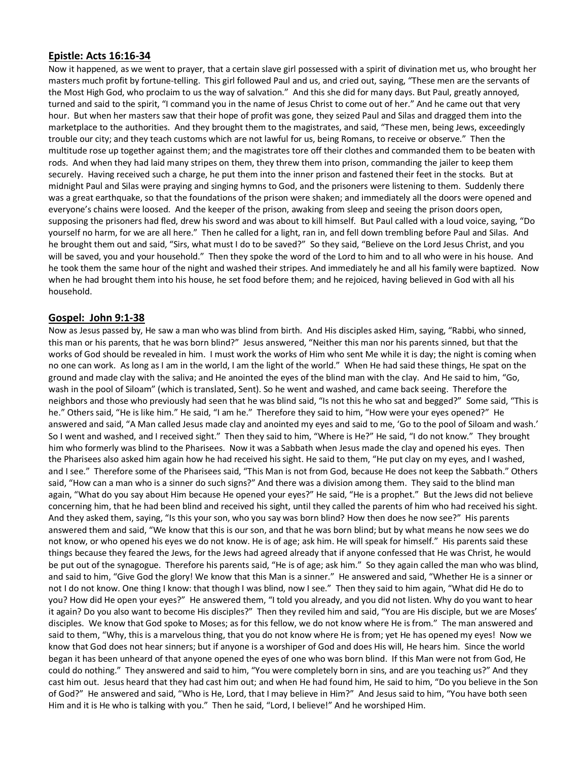## Epistle: Acts 16:16-34

Now it happened, as we went to prayer, that a certain slave girl possessed with a spirit of divination met us, who brought her masters much profit by fortune-telling. This girl followed Paul and us, and cried out, saying, "These men are the servants of the Most High God, who proclaim to us the way of salvation." And this she did for many days. But Paul, greatly annoyed, turned and said to the spirit, "I command you in the name of Jesus Christ to come out of her." And he came out that very hour. But when her masters saw that their hope of profit was gone, they seized Paul and Silas and dragged them into the marketplace to the authorities. And they brought them to the magistrates, and said, "These men, being Jews, exceedingly trouble our city; and they teach customs which are not lawful for us, being Romans, to receive or observe." Then the multitude rose up together against them; and the magistrates tore off their clothes and commanded them to be beaten with rods. And when they had laid many stripes on them, they threw them into prison, commanding the jailer to keep them securely. Having received such a charge, he put them into the inner prison and fastened their feet in the stocks. But at midnight Paul and Silas were praying and singing hymns to God, and the prisoners were listening to them. Suddenly there was a great earthquake, so that the foundations of the prison were shaken; and immediately all the doors were opened and everyone's chains were loosed. And the keeper of the prison, awaking from sleep and seeing the prison doors open, supposing the prisoners had fled, drew his sword and was about to kill himself. But Paul called with a loud voice, saying, "Do yourself no harm, for we are all here." Then he called for a light, ran in, and fell down trembling before Paul and Silas. And he brought them out and said, "Sirs, what must I do to be saved?" So they said, "Believe on the Lord Jesus Christ, and you will be saved, you and your household." Then they spoke the word of the Lord to him and to all who were in his house. And he took them the same hour of the night and washed their stripes. And immediately he and all his family were baptized. Now when he had brought them into his house, he set food before them; and he rejoiced, having believed in God with all his household.

## Gospel: John 9:1-38

Now as Jesus passed by, He saw a man who was blind from birth. And His disciples asked Him, saying, "Rabbi, who sinned, this man or his parents, that he was born blind?" Jesus answered, "Neither this man nor his parents sinned, but that the works of God should be revealed in him. I must work the works of Him who sent Me while it is day; the night is coming when no one can work. As long as I am in the world, I am the light of the world." When He had said these things, He spat on the ground and made clay with the saliva; and He anointed the eyes of the blind man with the clay. And He said to him, "Go, wash in the pool of Siloam" (which is translated, Sent). So he went and washed, and came back seeing. Therefore the neighbors and those who previously had seen that he was blind said, "Is not this he who sat and begged?" Some said, "This is he." Others said, "He is like him." He said, "I am he." Therefore they said to him, "How were your eyes opened?" He answered and said, "A Man called Jesus made clay and anointed my eyes and said to me, 'Go to the pool of Siloam and wash.' So I went and washed, and I received sight." Then they said to him, "Where is He?" He said, "I do not know." They brought him who formerly was blind to the Pharisees. Now it was a Sabbath when Jesus made the clay and opened his eyes. Then the Pharisees also asked him again how he had received his sight. He said to them, "He put clay on my eyes, and I washed, and I see." Therefore some of the Pharisees said, "This Man is not from God, because He does not keep the Sabbath." Others said, "How can a man who is a sinner do such signs?" And there was a division among them. They said to the blind man again, "What do you say about Him because He opened your eyes?" He said, "He is a prophet." But the Jews did not believe concerning him, that he had been blind and received his sight, until they called the parents of him who had received his sight. And they asked them, saying, "Is this your son, who you say was born blind? How then does he now see?" His parents answered them and said, "We know that this is our son, and that he was born blind; but by what means he now sees we do not know, or who opened his eyes we do not know. He is of age; ask him. He will speak for himself." His parents said these things because they feared the Jews, for the Jews had agreed already that if anyone confessed that He was Christ, he would be put out of the synagogue. Therefore his parents said, "He is of age; ask him." So they again called the man who was blind, and said to him, "Give God the glory! We know that this Man is a sinner." He answered and said, "Whether He is a sinner or not I do not know. One thing I know: that though I was blind, now I see." Then they said to him again, "What did He do to you? How did He open your eyes?" He answered them, "I told you already, and you did not listen. Why do you want to hear it again? Do you also want to become His disciples?" Then they reviled him and said, "You are His disciple, but we are Moses' disciples. We know that God spoke to Moses; as for this fellow, we do not know where He is from." The man answered and said to them, "Why, this is a marvelous thing, that you do not know where He is from; yet He has opened my eyes! Now we know that God does not hear sinners; but if anyone is a worshiper of God and does His will, He hears him. Since the world began it has been unheard of that anyone opened the eyes of one who was born blind. If this Man were not from God, He could do nothing." They answered and said to him, "You were completely born in sins, and are you teaching us?" And they cast him out. Jesus heard that they had cast him out; and when He had found him, He said to him, "Do you believe in the Son of God?" He answered and said, "Who is He, Lord, that I may believe in Him?" And Jesus said to him, "You have both seen Him and it is He who is talking with you." Then he said, "Lord, I believe!" And he worshiped Him.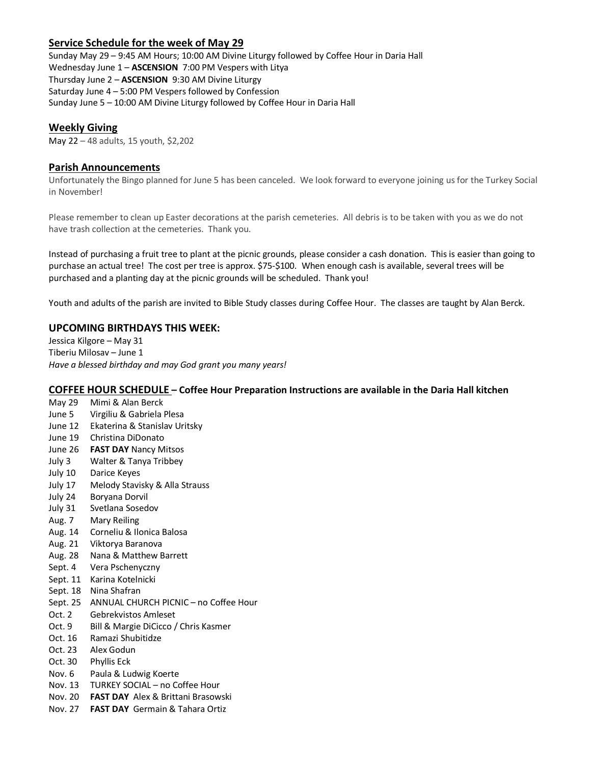## Service Schedule for the week of May 29

Sunday May 29 – 9:45 AM Hours; 10:00 AM Divine Liturgy followed by Coffee Hour in Daria Hall
Wednesday June 1 – **ASCENSION** 7:00 PM Vespers with Litya
Thursday June 2 – **ASCENSION** 9:30 AM Divine Liturgy
Saturday June 4 – 5:00 PM Vespers followed by Confession
Sunday June 5 – 10:00 AM Divine Liturgy followed by Coffee Hour in Daria Hall

## Weekly Giving

May 22 – 48 adults, 15 youth, $2,202

## Parish Announcements

Unfortunately the Bingo planned for June 5 has been canceled. We look forward to everyone joining us for the Turkey Social in November!

Please remember to clean up Easter decorations at the parish cemeteries. All debris is to be taken with you as we do not have trash collection at the cemeteries. Thank you.

Instead of purchasing a fruit tree to plant at the picnic grounds, please consider a cash donation. This is easier than going to purchase an actual tree! The cost per tree is approx. $75-$100. When enough cash is available, several trees will be purchased and a planting day at the picnic grounds will be scheduled. Thank you!

Youth and adults of the parish are invited to Bible Study classes during Coffee Hour. The classes are taught by Alan Berck.

## UPCOMING BIRTHDAYS THIS WEEK:

Jessica Kilgore – May 31
Tiberiu Milosav – June 1
*Have a blessed birthday and may God grant you many years!*

## COFFEE HOUR SCHEDULE – Coffee Hour Preparation Instructions are available in the Daria Hall kitchen

| | |
|---|---|
| May 29 | Mimi & Alan Berck |
| June 5 | Virgiliu & Gabriela Plesa |
| June 12 | Ekaterina & Stanislav Uritsky |
| June 19 | Christina DiDonato |
| June 26 | **FAST DAY** Nancy Mitsos |
| July 3 | Walter & Tanya Tribbey |
| July 10 | Darice Keyes |
| July 17 | Melody Stavisky & Alla Strauss |
| July 24 | Boryana Dorvil |
| July 31 | Svetlana Sosedov |
| Aug. 7 | Mary Reiling |
| Aug. 14 | Corneliu & Ilonica Balosa |
| Aug. 21 | Viktorya Baranova |
| Aug. 28 | Nana & Matthew Barrett |
| Sept. 4 | Vera Pschenyczny |
| Sept. 11 | Karina Kotelnicki |
| Sept. 18 | Nina Shafran |
| Sept. 25 | ANNUAL CHURCH PICNIC – no Coffee Hour |
| Oct. 2 | Gebrekvistos Amleset |
| Oct. 9 | Bill & Margie DiCicco / Chris Kasmer |
| Oct. 16 | Ramazi Shubitidze |
| Oct. 23 | Alex Godun |
| Oct. 30 | Phyllis Eck |
| Nov. 6 | Paula & Ludwig Koerte |
| Nov. 13 | TURKEY SOCIAL – no Coffee Hour |
| Nov. 20 | **FAST DAY** Alex & Brittani Brasowski |
| Nov. 27 | **FAST DAY** Germain & Tahara Ortiz |